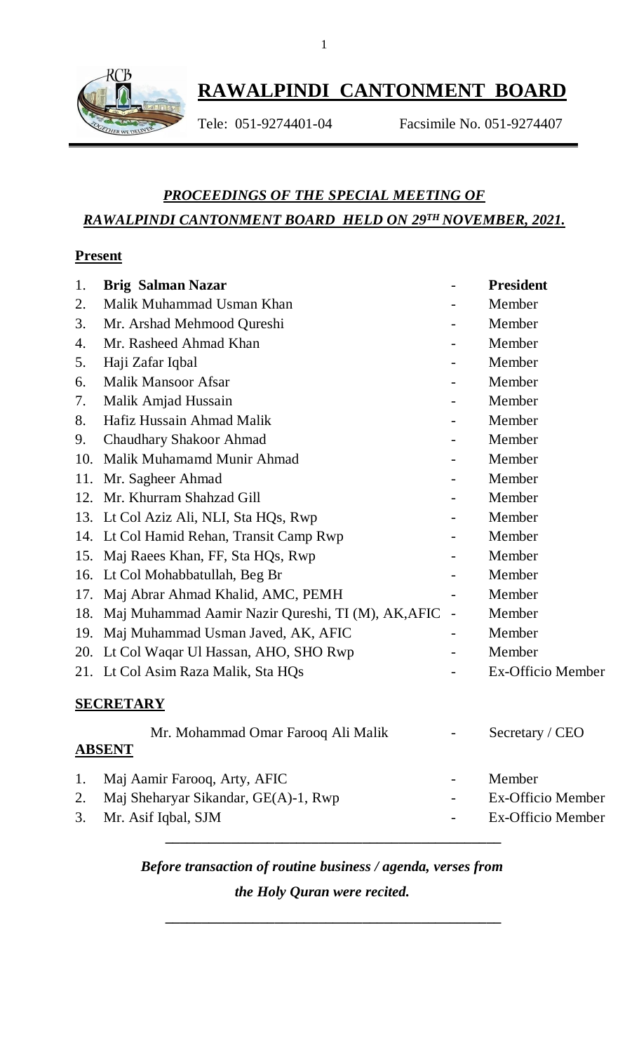# RAWALPINDI CANTONMENT BOARD

Tele: 051-9274401-04 Facsimile No. 051-9274407

## *PROCEEDINGS OF THE SPECIAL MEETING OF RAWALPINDI CANTONMENT BOARD HELD ON 29TH NOVEMBER, 2021.*

**Present**

| | | | |
|---|---|---|---|
| 1. | **Brig Salman Nazar** | - | **President** |
| 2. | Malik Muhammad Usman Khan | - | Member |
| 3. | Mr. Arshad Mehmood Qureshi | - | Member |
| 4. | Mr. Rasheed Ahmad Khan | - | Member |
| 5. | Haji Zafar Iqbal | - | Member |
| 6. | Malik Mansoor Afsar | - | Member |
| 7. | Malik Amjad Hussain | - | Member |
| 8. | Hafiz Hussain Ahmad Malik | - | Member |
| 9. | Chaudhary Shakoor Ahmad | - | Member |
| 10. | Malik Muhamamd Munir Ahmad | - | Member |
| 11. | Mr. Sagheer Ahmad | - | Member |
| 12. | Mr. Khurram Shahzad Gill | - | Member |
| 13. | Lt Col Aziz Ali, NLI, Sta HQs, Rwp | - | Member |
| 14. | Lt Col Hamid Rehan, Transit Camp Rwp | - | Member |
| 15. | Maj Raees Khan, FF, Sta HQs, Rwp | - | Member |
| 16. | Lt Col Mohabbatullah, Beg Br | - | Member |
| 17. | Maj Abrar Ahmad Khalid, AMC, PEMH | - | Member |
| 18. | Maj Muhammad Aamir Nazir Qureshi, TI (M), AK,AFIC | - | Member |
| 19. | Maj Muhammad Usman Javed, AK, AFIC | - | Member |
| 20. | Lt Col Waqar Ul Hassan, AHO, SHO Rwp | - | Member |
| 21. | Lt Col Asim Raza Malik, Sta HQs | - | Ex-Officio Member |

**SECRETARY**

| | | |
|---|---|---|
| Mr. Mohammad Omar Farooq Ali Malik | - | Secretary / CEO |

**ABSENT**

| | | | |
|---|---|---|---|
| 1. | Maj Aamir Farooq, Arty, AFIC | - | Member |
| 2. | Maj Sheharyar Sikandar, GE(A)-1, Rwp | - | Ex-Officio Member |
| 3. | Mr. Asif Iqbal, SJM | - | Ex-Officio Member |

---

***Before transaction of routine business / agenda, verses from the Holy Quran were recited.***

---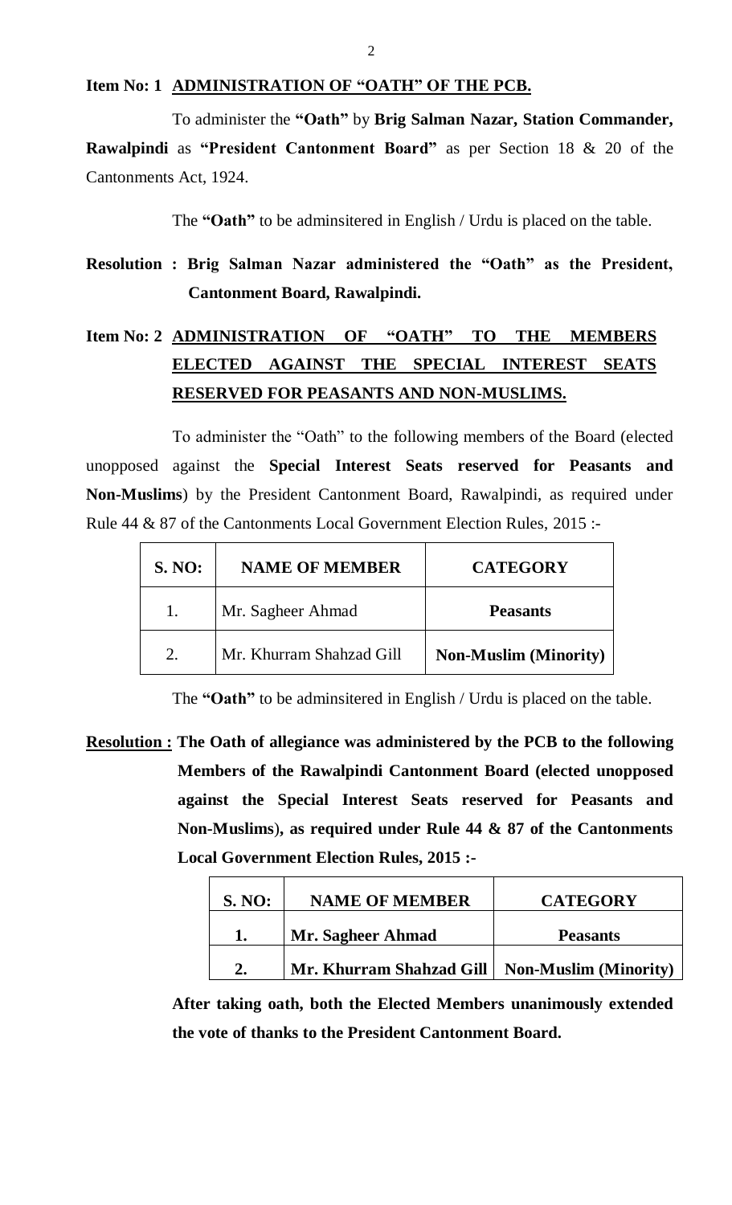**Item No: 1 <u>ADMINISTRATION OF "OATH" OF THE PCB.</u>**

To administer the **"Oath"** by **Brig Salman Nazar, Station Commander, Rawalpindi** as **"President Cantonment Board"** as per Section 18 & 20 of the Cantonments Act, 1924.

The **"Oath"** to be adminsitered in English / Urdu is placed on the table.

**Resolution : Brig Salman Nazar administered the "Oath" as the President, Cantonment Board, Rawalpindi.**

**Item No: 2 <u>ADMINISTRATION OF "OATH" TO THE MEMBERS ELECTED AGAINST THE SPECIAL INTEREST SEATS RESERVED FOR PEASANTS AND NON-MUSLIMS.</u>**

To administer the "Oath" to the following members of the Board (elected unopposed against the **Special Interest Seats reserved for Peasants and Non-Muslims**) by the President Cantonment Board, Rawalpindi, as required under Rule 44 & 87 of the Cantonments Local Government Election Rules, 2015 :-

| S. NO: | NAME OF MEMBER | CATEGORY |
|---|---|---|
| 1. | Mr. Sagheer Ahmad | **Peasants** |
| 2. | Mr. Khurram Shahzad Gill | **Non-Muslim (Minority)** |

The **"Oath"** to be adminsitered in English / Urdu is placed on the table.

**<u>Resolution :</u> The Oath of allegiance was administered by the PCB to the following Members of the Rawalpindi Cantonment Board (elected unopposed against the Special Interest Seats reserved for Peasants and Non-Muslims), as required under Rule 44 & 87 of the Cantonments Local Government Election Rules, 2015 :-**

| S. NO: | NAME OF MEMBER | CATEGORY |
|---|---|---|
| **1.** | **Mr. Sagheer Ahmad** | **Peasants** |
| **2.** | **Mr. Khurram Shahzad Gill** | **Non-Muslim (Minority)** |

**After taking oath, both the Elected Members unanimously extended the vote of thanks to the President Cantonment Board.**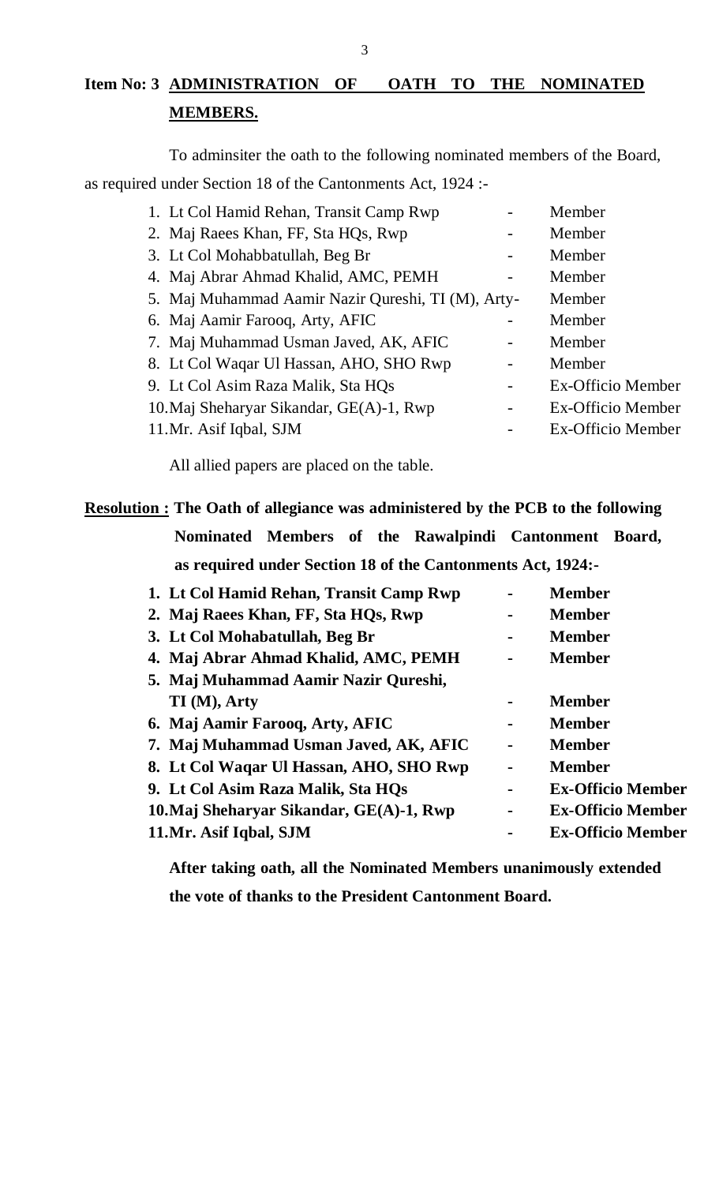**Item No: 3 <u>ADMINISTRATION OF OATH TO THE NOMINATED MEMBERS.</u>**

To adminsiter the oath to the following nominated members of the Board, as required under Section 18 of the Cantonments Act, 1924 :-

| | | |
|---|---|---|
| 1. Lt Col Hamid Rehan, Transit Camp Rwp | - | Member |
| 2. Maj Raees Khan, FF, Sta HQs, Rwp | - | Member |
| 3. Lt Col Mohabbatullah, Beg Br | - | Member |
| 4. Maj Abrar Ahmad Khalid, AMC, PEMH | - | Member |
| 5. Maj Muhammad Aamir Nazir Qureshi, TI (M), Arty | - | Member |
| 6. Maj Aamir Farooq, Arty, AFIC | - | Member |
| 7. Maj Muhammad Usman Javed, AK, AFIC | - | Member |
| 8. Lt Col Waqar Ul Hassan, AHO, SHO Rwp | - | Member |
| 9. Lt Col Asim Raza Malik, Sta HQs | - | Ex-Officio Member |
| 10. Maj Sheharyar Sikandar, GE(A)-1, Rwp | - | Ex-Officio Member |
| 11. Mr. Asif Iqbal, SJM | - | Ex-Officio Member |

All allied papers are placed on the table.

**<u>Resolution :</u> The Oath of allegiance was administered by the PCB to the following Nominated Members of the Rawalpindi Cantonment Board, as required under Section 18 of the Cantonments Act, 1924:-**

| | | |
|---|---|---|
| **1. Lt Col Hamid Rehan, Transit Camp Rwp** | **-** | **Member** |
| **2. Maj Raees Khan, FF, Sta HQs, Rwp** | **-** | **Member** |
| **3. Lt Col Mohabatullah, Beg Br** | **-** | **Member** |
| **4. Maj Abrar Ahmad Khalid, AMC, PEMH** | **-** | **Member** |
| **5. Maj Muhammad Aamir Nazir Qureshi, TI (M), Arty** | **-** | **Member** |
| **6. Maj Aamir Farooq, Arty, AFIC** | **-** | **Member** |
| **7. Maj Muhammad Usman Javed, AK, AFIC** | **-** | **Member** |
| **8. Lt Col Waqar Ul Hassan, AHO, SHO Rwp** | **-** | **Member** |
| **9. Lt Col Asim Raza Malik, Sta HQs** | **-** | **Ex-Officio Member** |
| **10. Maj Sheharyar Sikandar, GE(A)-1, Rwp** | **-** | **Ex-Officio Member** |
| **11. Mr. Asif Iqbal, SJM** | **-** | **Ex-Officio Member** |

**After taking oath, all the Nominated Members unanimously extended the vote of thanks to the President Cantonment Board.**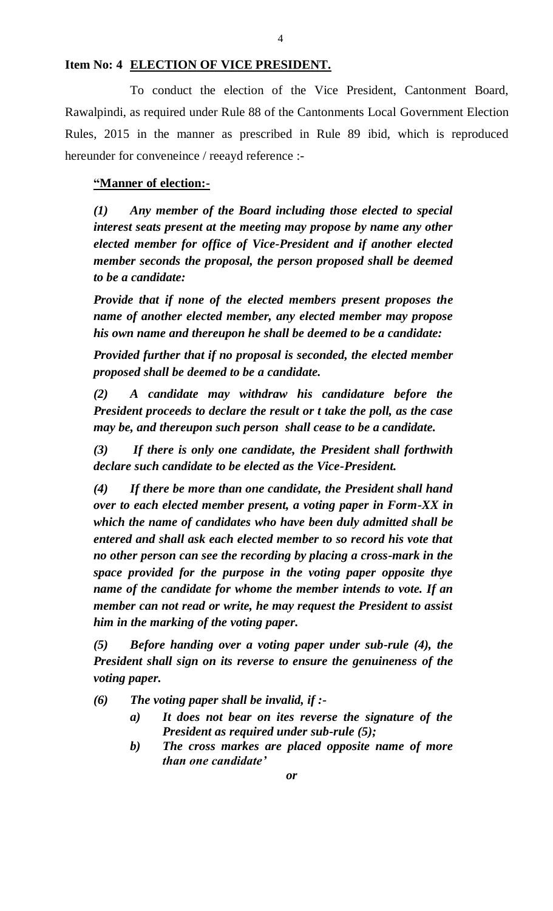**Item No: 4 <u>ELECTION OF VICE PRESIDENT.</u>**

To conduct the election of the Vice President, Cantonment Board, Rawalpindi, as required under Rule 88 of the Cantonments Local Government Election Rules, 2015 in the manner as prescribed in Rule 89 ibid, which is reproduced hereunder for conveneince / reeayd reference :-

**"<u>Manner of election:-</u>**

***(1) Any member of the Board including those elected to special interest seats present at the meeting may propose by name any other elected member for office of Vice-President and if another elected member seconds the proposal, the person proposed shall be deemed to be a candidate:***

***Provide that if none of the elected members present proposes the name of another elected member, any elected member may propose his own name and thereupon he shall be deemed to be a candidate:***

***Provided further that if no proposal is seconded, the elected member proposed shall be deemed to be a candidate.***

***(2) A candidate may withdraw his candidature before the President proceeds to declare the result or t take the poll, as the case may be, and thereupon such person shall cease to be a candidate.***

***(3) If there is only one candidate, the President shall forthwith declare such candidate to be elected as the Vice-President.***

***(4) If there be more than one candidate, the President shall hand over to each elected member present, a voting paper in Form-XX in which the name of candidates who have been duly admitted shall be entered and shall ask each elected member to so record his vote that no other person can see the recording by placing a cross-mark in the space provided for the purpose in the voting paper opposite thye name of the candidate for whome the member intends to vote. If an member can not read or write, he may request the President to assist him in the marking of the voting paper.***

***(5) Before handing over a voting paper under sub-rule (4), the President shall sign on its reverse to ensure the genuineness of the voting paper.***

***(6) The voting paper shall be invalid, if :-***

- ***a) It does not bear on ites reverse the signature of the President as required under sub-rule (5);***
- ***b) The cross markes are placed opposite name of more than one candidate'***

***or***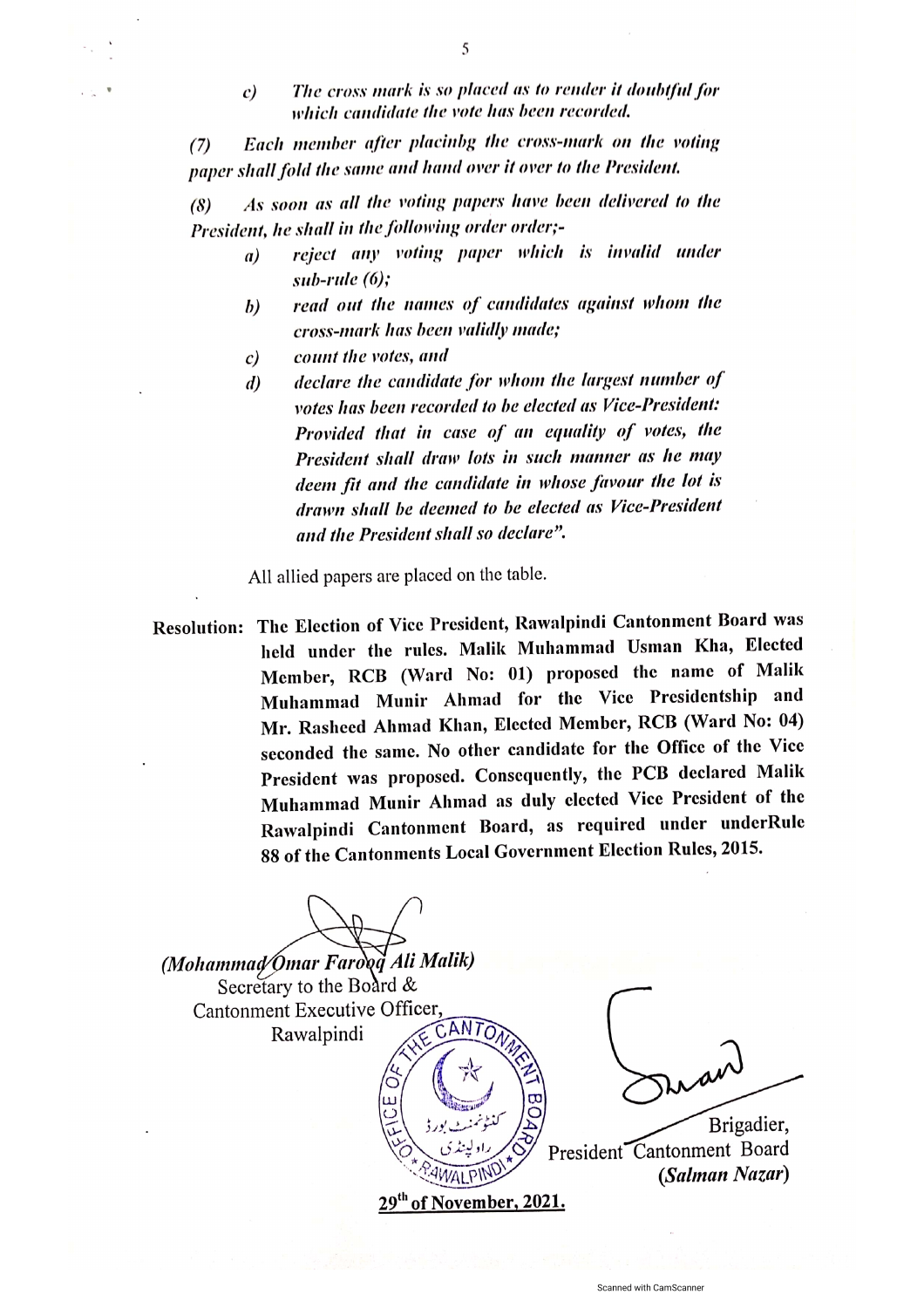c) *The cross mark is so placed as to render it doubtful for which candidate the vote has been recorded.*

*(7) Each member after placinbg the cross-mark on the voting paper shall fold the same and hand over it over to the President.*

*(8) As soon as all the voting papers have been delivered to the President, he shall in the following order order;-*

a) *reject any voting paper which is invalid under sub-rule (6);*

b) *read out the names of candidates against whom the cross-mark has been validly made;*

c) *count the votes, and*

d) *declare the candidate for whom the largest number of votes has been recorded to be elected as Vice-President: Provided that in case of an equality of votes, the President shall draw lots in such manner as he may deem fit and the candidate in whose favour the lot is drawn shall be deemed to be elected as Vice-President and the President shall so declare".*

All allied papers are placed on the table.

**Resolution: The Election of Vice President, Rawalpindi Cantonment Board was held under the rules. Malik Muhammad Usman Kha, Elected Member, RCB (Ward No: 01) proposed the name of Malik Muhammad Munir Ahmad for the Vice Presidentship and Mr. Rasheed Ahmad Khan, Elected Member, RCB (Ward No: 04) seconded the same. No other candidate for the Office of the Vice President was proposed. Consequently, the PCB declared Malik Muhammad Munir Ahmad as duly elected Vice President of the Rawalpindi Cantonment Board, as required under underRule 88 of the Cantonments Local Government Election Rules, 2015.**

*(Mohammad Omar Farooq Ali Malik)*
Secretary to the Board &
Cantonment Executive Officer,
Rawalpindi

Brigadier,
President Cantonment Board
*(Salman Nazar)*

OFFICE OF THE CANTONMENT BOARD
کنٹونمنٹ بورڈ
راولپنڈی
RAWALPINDI

**29th of November, 2021.**